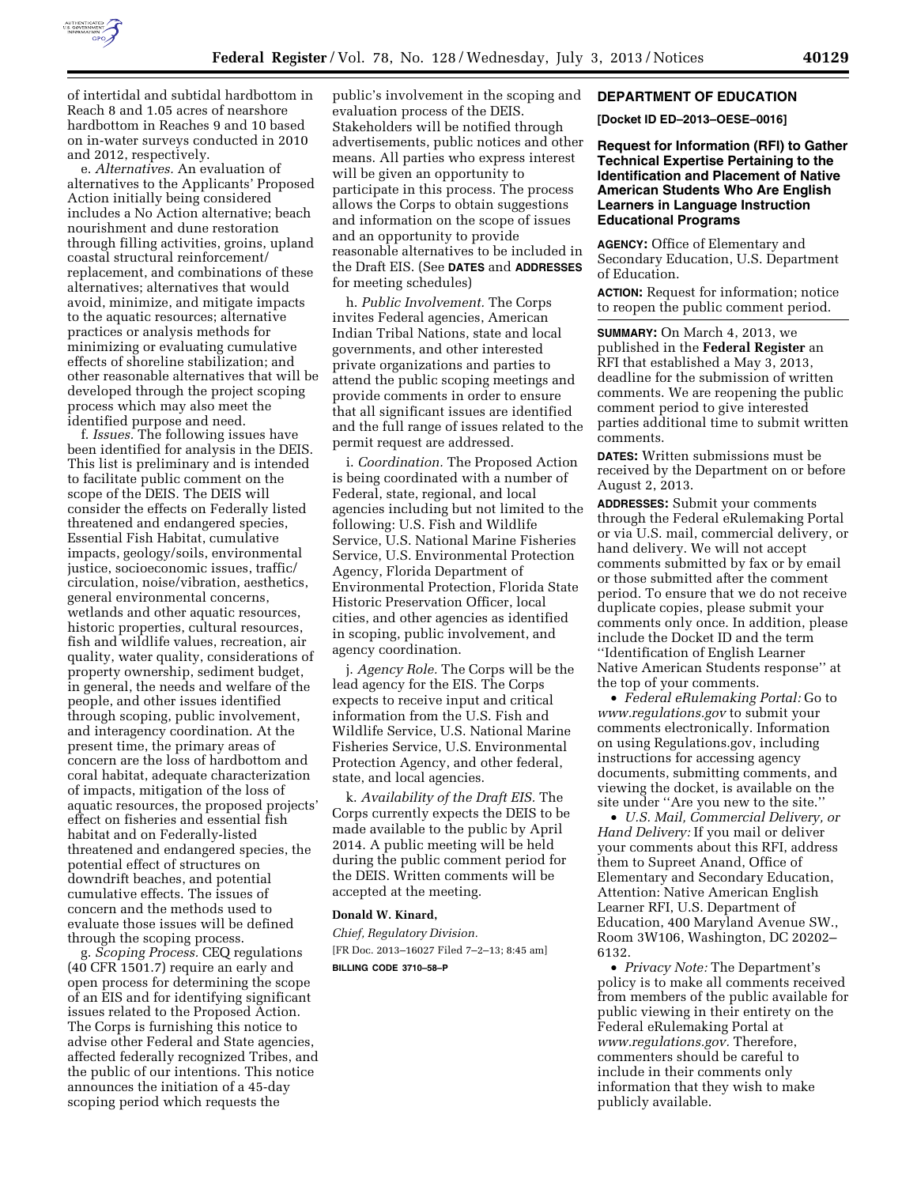of intertidal and subtidal hardbottom in Reach 8 and 1.05 acres of nearshore hardbottom in Reaches 9 and 10 based on in-water surveys conducted in 2010 and 2012, respectively.

e. *Alternatives.* An evaluation of alternatives to the Applicants' Proposed Action initially being considered includes a No Action alternative; beach nourishment and dune restoration through filling activities, groins, upland coastal structural reinforcement/replacement, and combinations of these alternatives; alternatives that would avoid, minimize, and mitigate impacts to the aquatic resources; alternative practices or analysis methods for minimizing or evaluating cumulative effects of shoreline stabilization; and other reasonable alternatives that will be developed through the project scoping process which may also meet the identified purpose and need.

f. *Issues.* The following issues have been identified for analysis in the DEIS. This list is preliminary and is intended to facilitate public comment on the scope of the DEIS. The DEIS will consider the effects on Federally listed threatened and endangered species, Essential Fish Habitat, cumulative impacts, geology/soils, environmental justice, socioeconomic issues, traffic/circulation, noise/vibration, aesthetics, general environmental concerns, wetlands and other aquatic resources, historic properties, cultural resources, fish and wildlife values, recreation, air quality, water quality, considerations of property ownership, sediment budget, in general, the needs and welfare of the people, and other issues identified through scoping, public involvement, and interagency coordination. At the present time, the primary areas of concern are the loss of hardbottom and coral habitat, adequate characterization of impacts, mitigation of the loss of aquatic resources, the proposed projects' effect on fisheries and essential fish habitat and on Federally-listed threatened and endangered species, the potential effect of structures on downdrift beaches, and potential cumulative effects. The issues of concern and the methods used to evaluate those issues will be defined through the scoping process.

g. *Scoping Process.* CEQ regulations (40 CFR 1501.7) require an early and open process for determining the scope of an EIS and for identifying significant issues related to the Proposed Action. The Corps is furnishing this notice to advise other Federal and State agencies, affected federally recognized Tribes, and the public of our intentions. This notice announces the initiation of a 45-day scoping period which requests the public's involvement in the scoping and evaluation process of the DEIS. Stakeholders will be notified through advertisements, public notices and other means. All parties who express interest will be given an opportunity to participate in this process. The process allows the Corps to obtain suggestions and information on the scope of issues and an opportunity to provide reasonable alternatives to be included in the Draft EIS. (See **DATES** and **ADDRESSES** for meeting schedules)

h. *Public Involvement.* The Corps invites Federal agencies, American Indian Tribal Nations, state and local governments, and other interested private organizations and parties to attend the public scoping meetings and provide comments in order to ensure that all significant issues are identified and the full range of issues related to the permit request are addressed.

i. *Coordination.* The Proposed Action is being coordinated with a number of Federal, state, regional, and local agencies including but not limited to the following: U.S. Fish and Wildlife Service, U.S. National Marine Fisheries Service, U.S. Environmental Protection Agency, Florida Department of Environmental Protection, Florida State Historic Preservation Officer, local cities, and other agencies as identified in scoping, public involvement, and agency coordination.

j. *Agency Role.* The Corps will be the lead agency for the EIS. The Corps expects to receive input and critical information from the U.S. Fish and Wildlife Service, U.S. National Marine Fisheries Service, U.S. Environmental Protection Agency, and other federal, state, and local agencies.

k. *Availability of the Draft EIS.* The Corps currently expects the DEIS to be made available to the public by April 2014. A public meeting will be held during the public comment period for the DEIS. Written comments will be accepted at the meeting.

**Donald W. Kinard,**

*Chief, Regulatory Division.*

[FR Doc. 2013–16027 Filed 7–2–13; 8:45 am]

**BILLING CODE 3710–58–P**

## DEPARTMENT OF EDUCATION

**[Docket ID ED–2013–OESE–0016]**

### Request for Information (RFI) to Gather Technical Expertise Pertaining to the Identification and Placement of Native American Students Who Are English Learners in Language Instruction Educational Programs

**AGENCY:** Office of Elementary and Secondary Education, U.S. Department of Education.

**ACTION:** Request for information; notice to reopen the public comment period.

**SUMMARY:** On March 4, 2013, we published in the **Federal Register** an RFI that established a May 3, 2013, deadline for the submission of written comments. We are reopening the public comment period to give interested parties additional time to submit written comments.

**DATES:** Written submissions must be received by the Department on or before August 2, 2013.

**ADDRESSES:** Submit your comments through the Federal eRulemaking Portal or via U.S. mail, commercial delivery, or hand delivery. We will not accept comments submitted by fax or by email or those submitted after the comment period. To ensure that we do not receive duplicate copies, please submit your comments only once. In addition, please include the Docket ID and the term ''Identification of English Learner Native American Students response'' at the top of your comments.

- *Federal eRulemaking Portal:* Go to *www.regulations.gov* to submit your comments electronically. Information on using Regulations.gov, including instructions for accessing agency documents, submitting comments, and viewing the docket, is available on the site under ''Are you new to the site.''
- *U.S. Mail, Commercial Delivery, or Hand Delivery:* If you mail or deliver your comments about this RFI, address them to Supreet Anand, Office of Elementary and Secondary Education, Attention: Native American English Learner RFI, U.S. Department of Education, 400 Maryland Avenue SW., Room 3W106, Washington, DC 20202–6132.
- *Privacy Note:* The Department's policy is to make all comments received from members of the public available for public viewing in their entirety on the Federal eRulemaking Portal at *www.regulations.gov.* Therefore, commenters should be careful to include in their comments only information that they wish to make publicly available.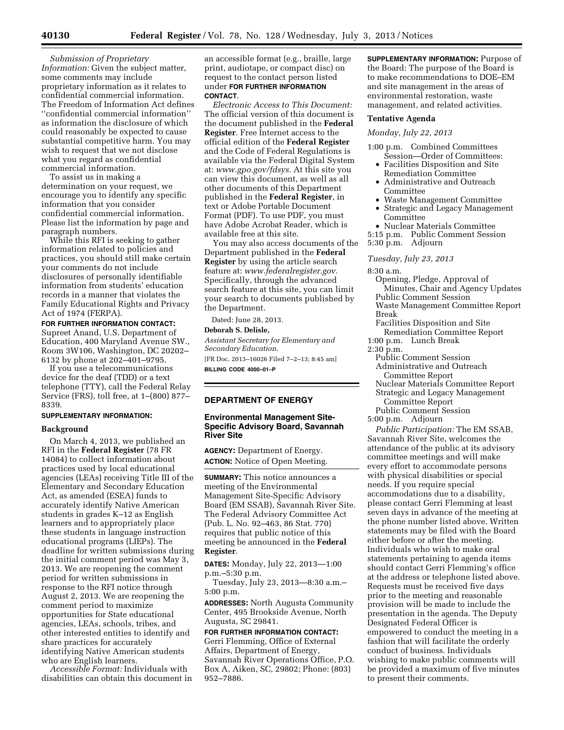*Submission of Proprietary Information:* Given the subject matter, some comments may include proprietary information as it relates to confidential commercial information. The Freedom of Information Act defines ''confidential commercial information'' as information the disclosure of which could reasonably be expected to cause substantial competitive harm. You may wish to request that we not disclose what you regard as confidential commercial information.

To assist us in making a determination on your request, we encourage you to identify any specific information that you consider confidential commercial information. Please list the information by page and paragraph numbers.

While this RFI is seeking to gather information related to policies and practices, you should still make certain your comments do not include disclosures of personally identifiable information from students' education records in a manner that violates the Family Educational Rights and Privacy Act of 1974 (FERPA).

**FOR FURTHER INFORMATION CONTACT:** Supreet Anand, U.S. Department of Education, 400 Maryland Avenue SW., Room 3W106, Washington, DC 20202–6132 by phone at 202–401–9795.

If you use a telecommunications device for the deaf (TDD) or a text telephone (TTY), call the Federal Relay Service (FRS), toll free, at 1–(800) 877–8339.

**SUPPLEMENTARY INFORMATION:**

**Background**

On March 4, 2013, we published an RFI in the **Federal Register** (78 FR 14084) to collect information about practices used by local educational agencies (LEAs) receiving Title III of the Elementary and Secondary Education Act, as amended (ESEA) funds to accurately identify Native American students in grades K–12 as English learners and to appropriately place these students in language instruction educational programs (LIEPs). The deadline for written submissions during the initial comment period was May 3, 2013. We are reopening the comment period for written submissions in response to the RFI notice through August 2, 2013. We are reopening the comment period to maximize opportunities for State educational agencies, LEAs, schools, tribes, and other interested entities to identify and share practices for accurately identifying Native American students who are English learners.

*Accessible Format:* Individuals with disabilities can obtain this document in an accessible format (e.g., braille, large print, audiotape, or compact disc) on request to the contact person listed under **FOR FURTHER INFORMATION CONTACT**.

*Electronic Access to This Document:* The official version of this document is the document published in the **Federal Register**. Free Internet access to the official edition of the **Federal Register** and the Code of Federal Regulations is available via the Federal Digital System at: *www.gpo.gov/fdsys*. At this site you can view this document, as well as all other documents of this Department published in the **Federal Register**, in text or Adobe Portable Document Format (PDF). To use PDF, you must have Adobe Acrobat Reader, which is available free at this site.

You may also access documents of the Department published in the **Federal Register** by using the article search feature at: *www.federalregister.gov*. Specifically, through the advanced search feature at this site, you can limit your search to documents published by the Department.

Dated: June 28, 2013.

**Deborah S. Delisle,**

*Assistant Secretary for Elementary and Secondary Education.*

[FR Doc. 2013–16026 Filed 7–2–13; 8:45 am]

**BILLING CODE 4000–01–P**

## DEPARTMENT OF ENERGY

### Environmental Management Site-Specific Advisory Board, Savannah River Site

**AGENCY:** Department of Energy.

**ACTION:** Notice of Open Meeting.

**SUMMARY:** This notice announces a meeting of the Environmental Management Site-Specific Advisory Board (EM SSAB), Savannah River Site. The Federal Advisory Committee Act (Pub. L. No. 92–463, 86 Stat. 770) requires that public notice of this meeting be announced in the **Federal Register**.

**DATES:** Monday, July 22, 2013—1:00 p.m.–5:30 p.m.

Tuesday, July 23, 2013—8:30 a.m.–5:00 p.m.

**ADDRESSES:** North Augusta Community Center, 495 Brookside Avenue, North Augusta, SC 29841.

**FOR FURTHER INFORMATION CONTACT:** Gerri Flemming, Office of External Affairs, Department of Energy, Savannah River Operations Office, P.O. Box A, Aiken, SC, 29802; Phone: (803) 952–7886.

**SUPPLEMENTARY INFORMATION:** Purpose of the Board: The purpose of the Board is to make recommendations to DOE–EM and site management in the areas of environmental restoration, waste management, and related activities.

**Tentative Agenda**

*Monday, July 22, 2013*

1:00 p.m. Combined Committees Session—Order of Committees:
- Facilities Disposition and Site Remediation Committee
- Administrative and Outreach Committee
- Waste Management Committee
- Strategic and Legacy Management Committee
- Nuclear Materials Committee

5:15 p.m. Public Comment Session
5:30 p.m. Adjourn

*Tuesday, July 23, 2013*

8:30 a.m.
Opening, Pledge, Approval of Minutes, Chair and Agency Updates
Public Comment Session
Waste Management Committee Report
Break
Facilities Disposition and Site Remediation Committee Report
1:00 p.m. Lunch Break
2:30 p.m.
Public Comment Session
Administrative and Outreach Committee Report
Nuclear Materials Committee Report
Strategic and Legacy Management Committee Report
Public Comment Session
5:00 p.m. Adjourn

*Public Participation:* The EM SSAB, Savannah River Site, welcomes the attendance of the public at its advisory committee meetings and will make every effort to accommodate persons with physical disabilities or special needs. If you require special accommodations due to a disability, please contact Gerri Flemming at least seven days in advance of the meeting at the phone number listed above. Written statements may be filed with the Board either before or after the meeting. Individuals who wish to make oral statements pertaining to agenda items should contact Gerri Flemming's office at the address or telephone listed above. Requests must be received five days prior to the meeting and reasonable provision will be made to include the presentation in the agenda. The Deputy Designated Federal Officer is empowered to conduct the meeting in a fashion that will facilitate the orderly conduct of business. Individuals wishing to make public comments will be provided a maximum of five minutes to present their comments.